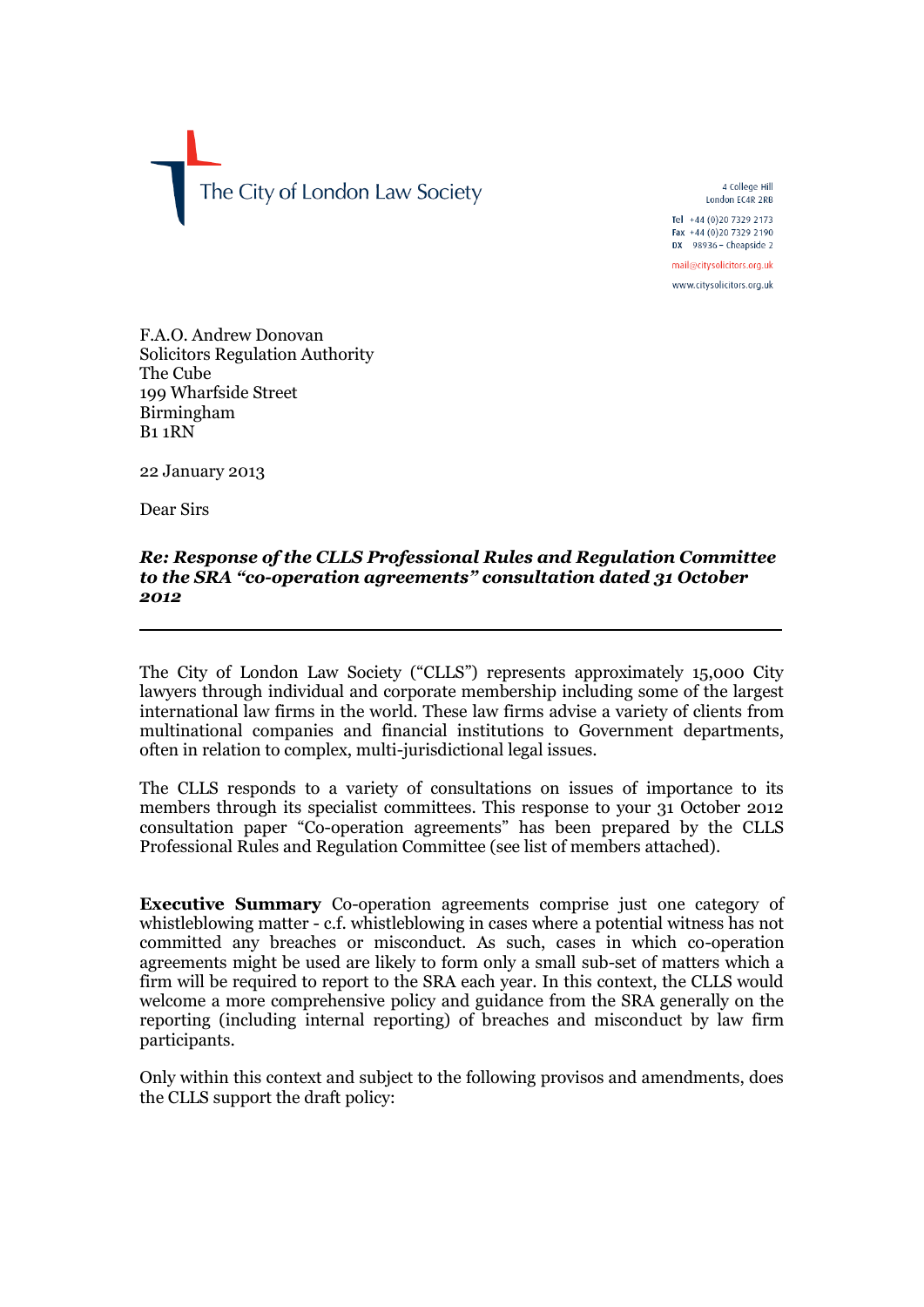The City of London Law Society

4 College Hill
London EC4R 2RB

Tel +44 (0)20 7329 2173
Fax +44 (0)20 7329 2190
DX 98936 – Cheapside 2

mail@citysolicitors.org.uk

www.citysolicitors.org.uk

F.A.O. Andrew Donovan
Solicitors Regulation Authority
The Cube
199 Wharfside Street
Birmingham
B1 1RN

22 January 2013

Dear Sirs

***Re: Response of the CLLS Professional Rules and Regulation Committee to the SRA "co-operation agreements" consultation dated 31 October 2012***

---

The City of London Law Society ("CLLS") represents approximately 15,000 City lawyers through individual and corporate membership including some of the largest international law firms in the world. These law firms advise a variety of clients from multinational companies and financial institutions to Government departments, often in relation to complex, multi-jurisdictional legal issues.

The CLLS responds to a variety of consultations on issues of importance to its members through its specialist committees. This response to your 31 October 2012 consultation paper "Co-operation agreements" has been prepared by the CLLS Professional Rules and Regulation Committee (see list of members attached).

**Executive Summary** Co-operation agreements comprise just one category of whistleblowing matter - c.f. whistleblowing in cases where a potential witness has not committed any breaches or misconduct. As such, cases in which co-operation agreements might be used are likely to form only a small sub-set of matters which a firm will be required to report to the SRA each year. In this context, the CLLS would welcome a more comprehensive policy and guidance from the SRA generally on the reporting (including internal reporting) of breaches and misconduct by law firm participants.

Only within this context and subject to the following provisos and amendments, does the CLLS support the draft policy: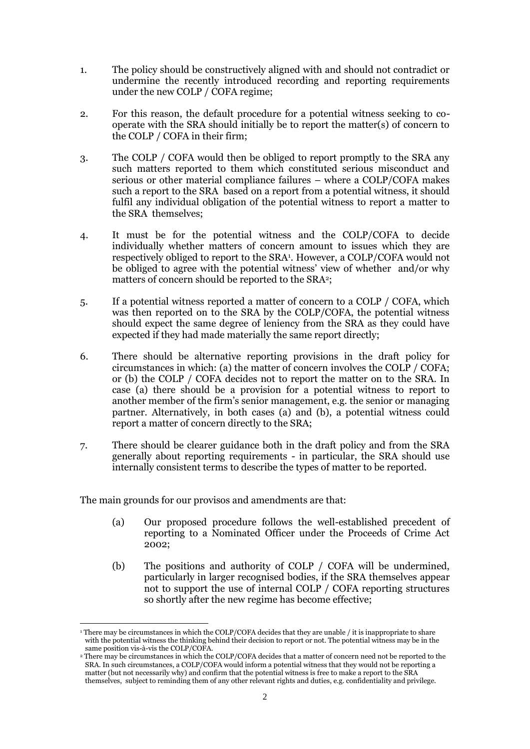1. The policy should be constructively aligned with and should not contradict or undermine the recently introduced recording and reporting requirements under the new COLP / COFA regime;

2. For this reason, the default procedure for a potential witness seeking to co-operate with the SRA should initially be to report the matter(s) of concern to the COLP / COFA in their firm;

3. The COLP / COFA would then be obliged to report promptly to the SRA any such matters reported to them which constituted serious misconduct and serious or other material compliance failures – where a COLP/COFA makes such a report to the SRA based on a report from a potential witness, it should fulfil any individual obligation of the potential witness to report a matter to the SRA themselves;

4. It must be for the potential witness and the COLP/COFA to decide individually whether matters of concern amount to issues which they are respectively obliged to report to the SRA[1]. However, a COLP/COFA would not be obliged to agree with the potential witness' view of whether and/or why matters of concern should be reported to the SRA[2];

5. If a potential witness reported a matter of concern to a COLP / COFA, which was then reported on to the SRA by the COLP/COFA, the potential witness should expect the same degree of leniency from the SRA as they could have expected if they had made materially the same report directly;

6. There should be alternative reporting provisions in the draft policy for circumstances in which: (a) the matter of concern involves the COLP / COFA; or (b) the COLP / COFA decides not to report the matter on to the SRA. In case (a) there should be a provision for a potential witness to report to another member of the firm's senior management, e.g. the senior or managing partner. Alternatively, in both cases (a) and (b), a potential witness could report a matter of concern directly to the SRA;

7. There should be clearer guidance both in the draft policy and from the SRA generally about reporting requirements - in particular, the SRA should use internally consistent terms to describe the types of matter to be reported.

The main grounds for our provisos and amendments are that:

(a) Our proposed procedure follows the well-established precedent of reporting to a Nominated Officer under the Proceeds of Crime Act 2002;

(b) The positions and authority of COLP / COFA will be undermined, particularly in larger recognised bodies, if the SRA themselves appear not to support the use of internal COLP / COFA reporting structures so shortly after the new regime has become effective;

---

[1] There may be circumstances in which the COLP/COFA decides that they are unable / it is inappropriate to share with the potential witness the thinking behind their decision to report or not. The potential witness may be in the same position vis-à-vis the COLP/COFA.

[2] There may be circumstances in which the COLP/COFA decides that a matter of concern need not be reported to the SRA. In such circumstances, a COLP/COFA would inform a potential witness that they would not be reporting a matter (but not necessarily why) and confirm that the potential witness is free to make a report to the SRA themselves, subject to reminding them of any other relevant rights and duties, e.g. confidentiality and privilege.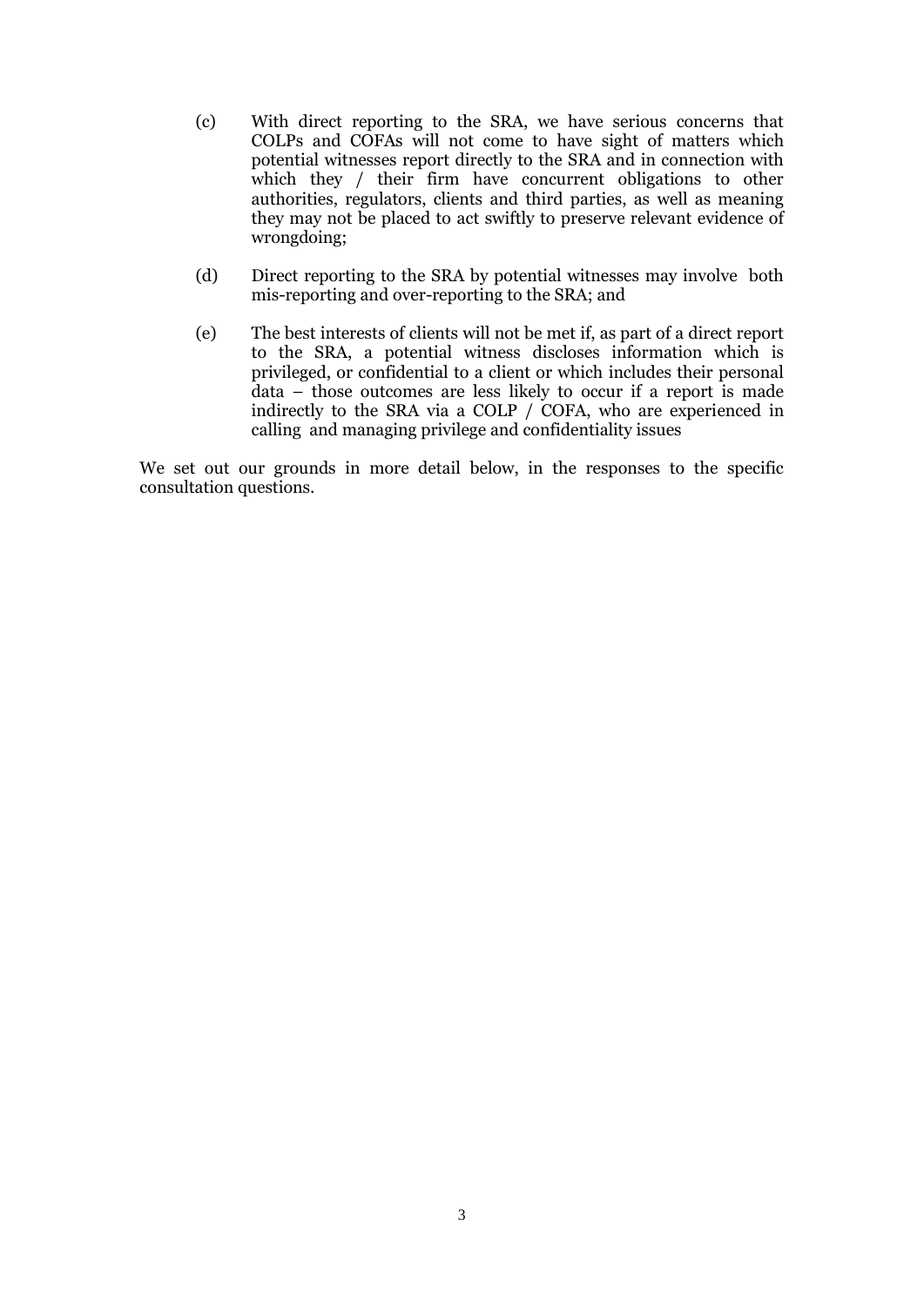(c) With direct reporting to the SRA, we have serious concerns that COLPs and COFAs will not come to have sight of matters which potential witnesses report directly to the SRA and in connection with which they / their firm have concurrent obligations to other authorities, regulators, clients and third parties, as well as meaning they may not be placed to act swiftly to preserve relevant evidence of wrongdoing;

(d) Direct reporting to the SRA by potential witnesses may involve both mis-reporting and over-reporting to the SRA; and

(e) The best interests of clients will not be met if, as part of a direct report to the SRA, a potential witness discloses information which is privileged, or confidential to a client or which includes their personal data – those outcomes are less likely to occur if a report is made indirectly to the SRA via a COLP / COFA, who are experienced in calling and managing privilege and confidentiality issues

We set out our grounds in more detail below, in the responses to the specific consultation questions.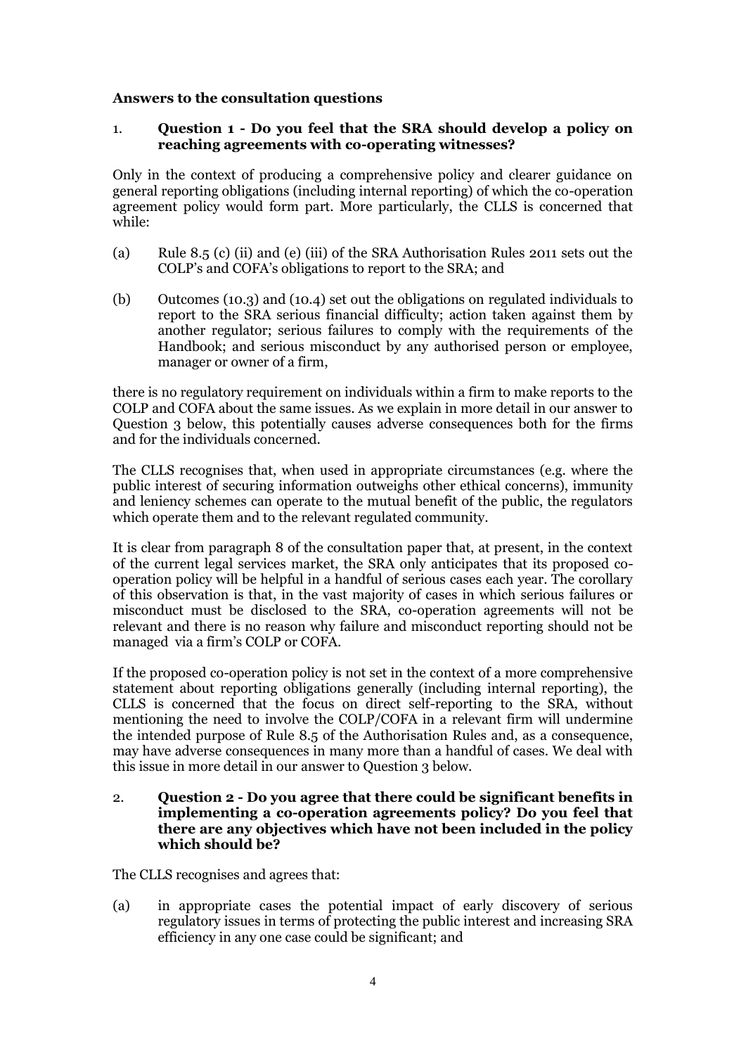**Answers to the consultation questions**

1. **Question 1 - Do you feel that the SRA should develop a policy on reaching agreements with co-operating witnesses?**

Only in the context of producing a comprehensive policy and clearer guidance on general reporting obligations (including internal reporting) of which the co-operation agreement policy would form part. More particularly, the CLLS is concerned that while:

(a) Rule 8.5 (c) (ii) and (e) (iii) of the SRA Authorisation Rules 2011 sets out the COLP's and COFA's obligations to report to the SRA; and

(b) Outcomes (10.3) and (10.4) set out the obligations on regulated individuals to report to the SRA serious financial difficulty; action taken against them by another regulator; serious failures to comply with the requirements of the Handbook; and serious misconduct by any authorised person or employee, manager or owner of a firm,

there is no regulatory requirement on individuals within a firm to make reports to the COLP and COFA about the same issues. As we explain in more detail in our answer to Question 3 below, this potentially causes adverse consequences both for the firms and for the individuals concerned.

The CLLS recognises that, when used in appropriate circumstances (e.g. where the public interest of securing information outweighs other ethical concerns), immunity and leniency schemes can operate to the mutual benefit of the public, the regulators which operate them and to the relevant regulated community.

It is clear from paragraph 8 of the consultation paper that, at present, in the context of the current legal services market, the SRA only anticipates that its proposed co-operation policy will be helpful in a handful of serious cases each year. The corollary of this observation is that, in the vast majority of cases in which serious failures or misconduct must be disclosed to the SRA, co-operation agreements will not be relevant and there is no reason why failure and misconduct reporting should not be managed via a firm's COLP or COFA.

If the proposed co-operation policy is not set in the context of a more comprehensive statement about reporting obligations generally (including internal reporting), the CLLS is concerned that the focus on direct self-reporting to the SRA, without mentioning the need to involve the COLP/COFA in a relevant firm will undermine the intended purpose of Rule 8.5 of the Authorisation Rules and, as a consequence, may have adverse consequences in many more than a handful of cases. We deal with this issue in more detail in our answer to Question 3 below.

2. **Question 2 - Do you agree that there could be significant benefits in implementing a co-operation agreements policy? Do you feel that there are any objectives which have not been included in the policy which should be?**

The CLLS recognises and agrees that:

(a) in appropriate cases the potential impact of early discovery of serious regulatory issues in terms of protecting the public interest and increasing SRA efficiency in any one case could be significant; and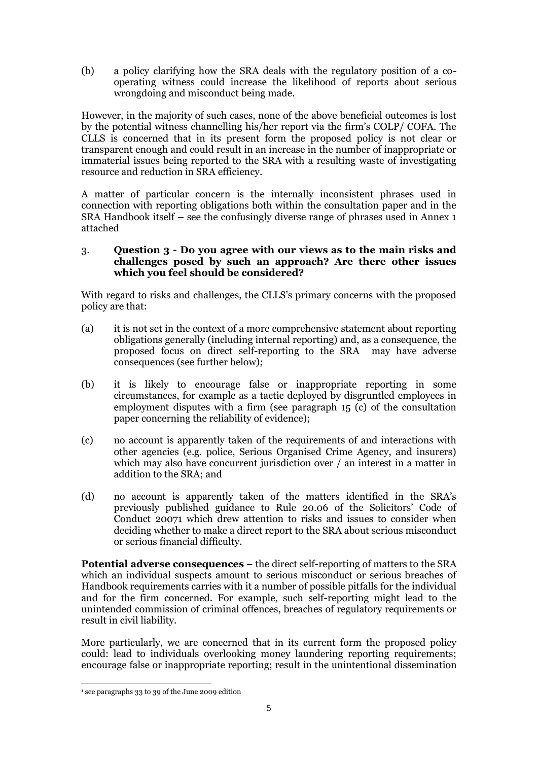(b) a policy clarifying how the SRA deals with the regulatory position of a co-operating witness could increase the likelihood of reports about serious wrongdoing and misconduct being made.

However, in the majority of such cases, none of the above beneficial outcomes is lost by the potential witness channelling his/her report via the firm's COLP/ COFA. The CLLS is concerned that in its present form the proposed policy is not clear or transparent enough and could result in an increase in the number of inappropriate or immaterial issues being reported to the SRA with a resulting waste of investigating resource and reduction in SRA efficiency.

A matter of particular concern is the internally inconsistent phrases used in connection with reporting obligations both within the consultation paper and in the SRA Handbook itself – see the confusingly diverse range of phrases used in Annex 1 attached

3. **Question 3 - Do you agree with our views as to the main risks and challenges posed by such an approach? Are there other issues which you feel should be considered?**

With regard to risks and challenges, the CLLS's primary concerns with the proposed policy are that:

(a) it is not set in the context of a more comprehensive statement about reporting obligations generally (including internal reporting) and, as a consequence, the proposed focus on direct self-reporting to the SRA may have adverse consequences (see further below);

(b) it is likely to encourage false or inappropriate reporting in some circumstances, for example as a tactic deployed by disgruntled employees in employment disputes with a firm (see paragraph 15 (c) of the consultation paper concerning the reliability of evidence);

(c) no account is apparently taken of the requirements of and interactions with other agencies (e.g. police, Serious Organised Crime Agency, and insurers) which may also have concurrent jurisdiction over / an interest in a matter in addition to the SRA; and

(d) no account is apparently taken of the matters identified in the SRA's previously published guidance to Rule 20.06 of the Solicitors' Code of Conduct 2007[1] which drew attention to risks and issues to consider when deciding whether to make a direct report to the SRA about serious misconduct or serious financial difficulty.

**Potential adverse consequences** – the direct self-reporting of matters to the SRA which an individual suspects amount to serious misconduct or serious breaches of Handbook requirements carries with it a number of possible pitfalls for the individual and for the firm concerned. For example, such self-reporting might lead to the unintended commission of criminal offences, breaches of regulatory requirements or result in civil liability.

More particularly, we are concerned that in its current form the proposed policy could: lead to individuals overlooking money laundering reporting requirements; encourage false or inappropriate reporting; result in the unintentional dissemination

---

[1] see paragraphs 33 to 39 of the June 2009 edition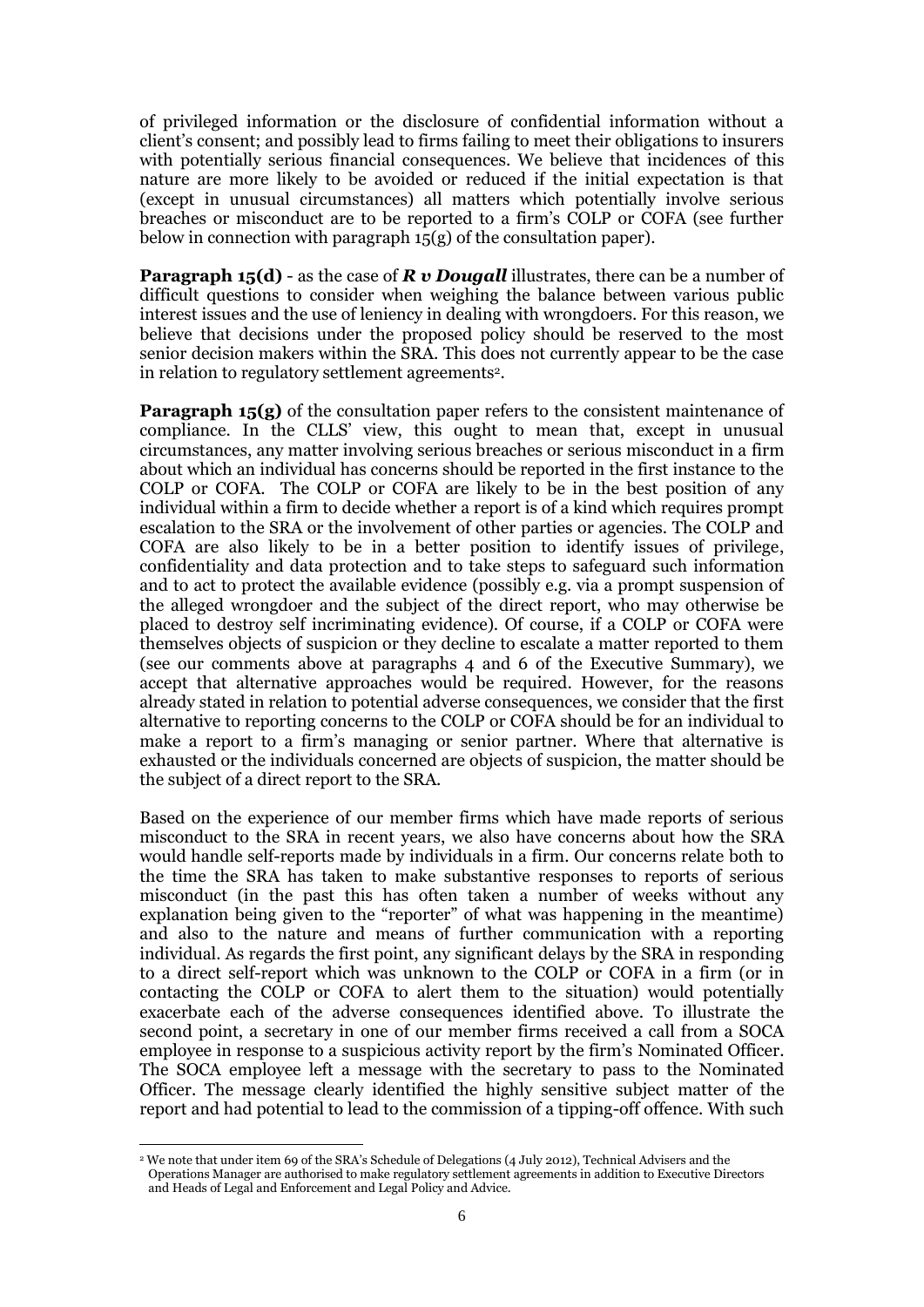of privileged information or the disclosure of confidential information without a client's consent; and possibly lead to firms failing to meet their obligations to insurers with potentially serious financial consequences. We believe that incidences of this nature are more likely to be avoided or reduced if the initial expectation is that (except in unusual circumstances) all matters which potentially involve serious breaches or misconduct are to be reported to a firm's COLP or COFA (see further below in connection with paragraph 15(g) of the consultation paper).

**Paragraph 15(d)** - as the case of ***R v Dougall*** illustrates, there can be a number of difficult questions to consider when weighing the balance between various public interest issues and the use of leniency in dealing with wrongdoers. For this reason, we believe that decisions under the proposed policy should be reserved to the most senior decision makers within the SRA. This does not currently appear to be the case in relation to regulatory settlement agreements[2].

**Paragraph 15(g)** of the consultation paper refers to the consistent maintenance of compliance. In the CLLS' view, this ought to mean that, except in unusual circumstances, any matter involving serious breaches or serious misconduct in a firm about which an individual has concerns should be reported in the first instance to the COLP or COFA. The COLP or COFA are likely to be in the best position of any individual within a firm to decide whether a report is of a kind which requires prompt escalation to the SRA or the involvement of other parties or agencies. The COLP and COFA are also likely to be in a better position to identify issues of privilege, confidentiality and data protection and to take steps to safeguard such information and to act to protect the available evidence (possibly e.g. via a prompt suspension of the alleged wrongdoer and the subject of the direct report, who may otherwise be placed to destroy self incriminating evidence). Of course, if a COLP or COFA were themselves objects of suspicion or they decline to escalate a matter reported to them (see our comments above at paragraphs 4 and 6 of the Executive Summary), we accept that alternative approaches would be required. However, for the reasons already stated in relation to potential adverse consequences, we consider that the first alternative to reporting concerns to the COLP or COFA should be for an individual to make a report to a firm's managing or senior partner. Where that alternative is exhausted or the individuals concerned are objects of suspicion, the matter should be the subject of a direct report to the SRA.

Based on the experience of our member firms which have made reports of serious misconduct to the SRA in recent years, we also have concerns about how the SRA would handle self-reports made by individuals in a firm. Our concerns relate both to the time the SRA has taken to make substantive responses to reports of serious misconduct (in the past this has often taken a number of weeks without any explanation being given to the "reporter" of what was happening in the meantime) and also to the nature and means of further communication with a reporting individual. As regards the first point, any significant delays by the SRA in responding to a direct self-report which was unknown to the COLP or COFA in a firm (or in contacting the COLP or COFA to alert them to the situation) would potentially exacerbate each of the adverse consequences identified above. To illustrate the second point, a secretary in one of our member firms received a call from a SOCA employee in response to a suspicious activity report by the firm's Nominated Officer. The SOCA employee left a message with the secretary to pass to the Nominated Officer. The message clearly identified the highly sensitive subject matter of the report and had potential to lead to the commission of a tipping-off offence. With such

[2] We note that under item 69 of the SRA's Schedule of Delegations (4 July 2012), Technical Advisers and the Operations Manager are authorised to make regulatory settlement agreements in addition to Executive Directors and Heads of Legal and Enforcement and Legal Policy and Advice.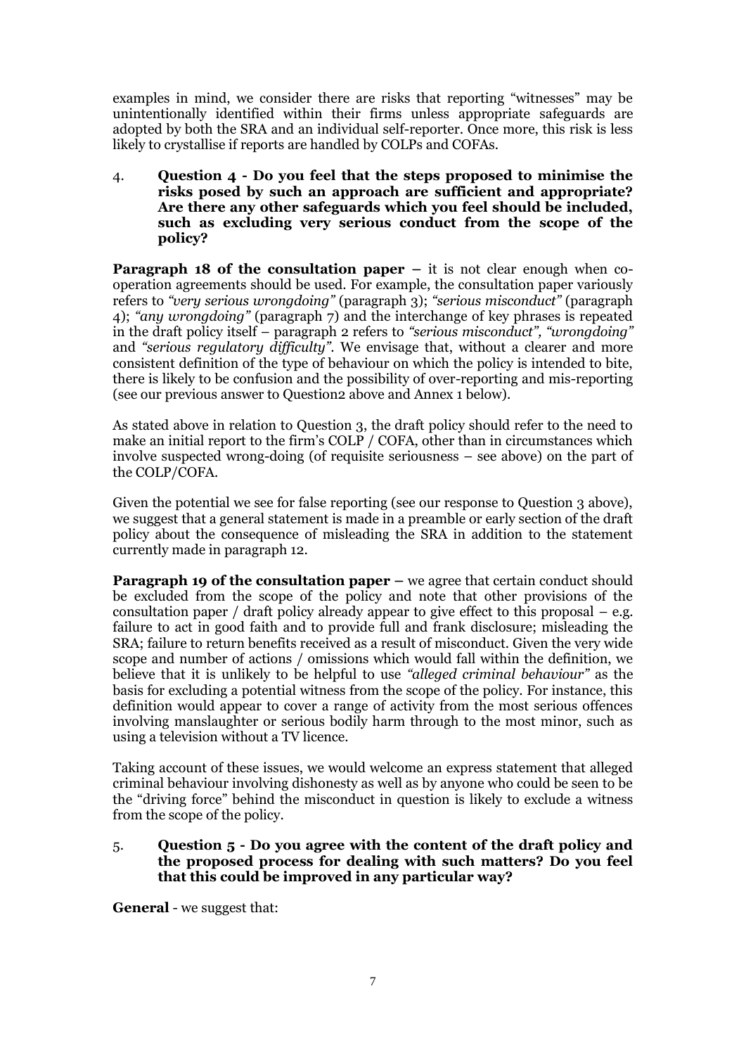examples in mind, we consider there are risks that reporting "witnesses" may be unintentionally identified within their firms unless appropriate safeguards are adopted by both the SRA and an individual self-reporter. Once more, this risk is less likely to crystallise if reports are handled by COLPs and COFAs.

4. **Question 4 - Do you feel that the steps proposed to minimise the risks posed by such an approach are sufficient and appropriate? Are there any other safeguards which you feel should be included, such as excluding very serious conduct from the scope of the policy?**

**Paragraph 18 of the consultation paper –** it is not clear enough when co-operation agreements should be used. For example, the consultation paper variously refers to *"very serious wrongdoing"* (paragraph 3); *"serious misconduct"* (paragraph 4); *"any wrongdoing"* (paragraph 7) and the interchange of key phrases is repeated in the draft policy itself – paragraph 2 refers to *"serious misconduct", "wrongdoing"* and *"serious regulatory difficulty".* We envisage that, without a clearer and more consistent definition of the type of behaviour on which the policy is intended to bite, there is likely to be confusion and the possibility of over-reporting and mis-reporting (see our previous answer to Question2 above and Annex 1 below).

As stated above in relation to Question 3, the draft policy should refer to the need to make an initial report to the firm's COLP / COFA, other than in circumstances which involve suspected wrong-doing (of requisite seriousness – see above) on the part of the COLP/COFA.

Given the potential we see for false reporting (see our response to Question 3 above), we suggest that a general statement is made in a preamble or early section of the draft policy about the consequence of misleading the SRA in addition to the statement currently made in paragraph 12.

**Paragraph 19 of the consultation paper –** we agree that certain conduct should be excluded from the scope of the policy and note that other provisions of the consultation paper / draft policy already appear to give effect to this proposal – e.g. failure to act in good faith and to provide full and frank disclosure; misleading the SRA; failure to return benefits received as a result of misconduct. Given the very wide scope and number of actions / omissions which would fall within the definition, we believe that it is unlikely to be helpful to use *"alleged criminal behaviour"* as the basis for excluding a potential witness from the scope of the policy. For instance, this definition would appear to cover a range of activity from the most serious offences involving manslaughter or serious bodily harm through to the most minor, such as using a television without a TV licence.

Taking account of these issues, we would welcome an express statement that alleged criminal behaviour involving dishonesty as well as by anyone who could be seen to be the "driving force" behind the misconduct in question is likely to exclude a witness from the scope of the policy.

5. **Question 5 - Do you agree with the content of the draft policy and the proposed process for dealing with such matters? Do you feel that this could be improved in any particular way?**

**General** - we suggest that: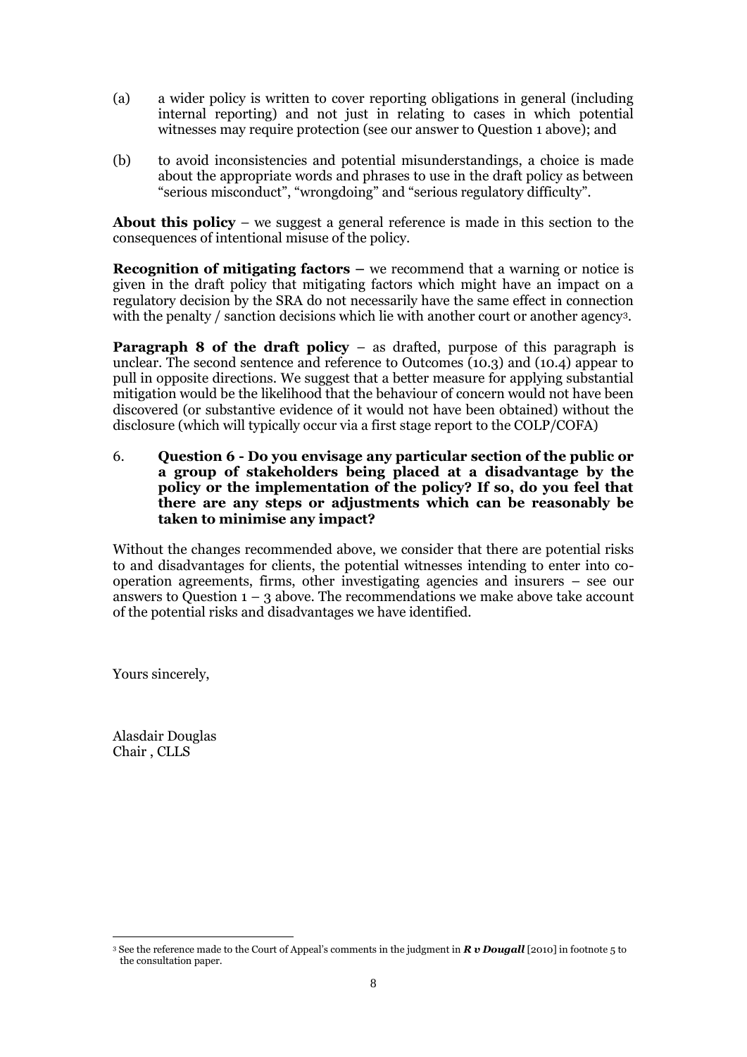(a) a wider policy is written to cover reporting obligations in general (including internal reporting) and not just in relating to cases in which potential witnesses may require protection (see our answer to Question 1 above); and

(b) to avoid inconsistencies and potential misunderstandings, a choice is made about the appropriate words and phrases to use in the draft policy as between "serious misconduct", "wrongdoing" and "serious regulatory difficulty".

**About this policy** – we suggest a general reference is made in this section to the consequences of intentional misuse of the policy.

**Recognition of mitigating factors –** we recommend that a warning or notice is given in the draft policy that mitigating factors which might have an impact on a regulatory decision by the SRA do not necessarily have the same effect in connection with the penalty / sanction decisions which lie with another court or another agency[3].

**Paragraph 8 of the draft policy** – as drafted, purpose of this paragraph is unclear. The second sentence and reference to Outcomes (10.3) and (10.4) appear to pull in opposite directions. We suggest that a better measure for applying substantial mitigation would be the likelihood that the behaviour of concern would not have been discovered (or substantive evidence of it would not have been obtained) without the disclosure (which will typically occur via a first stage report to the COLP/COFA)

6. **Question 6 - Do you envisage any particular section of the public or a group of stakeholders being placed at a disadvantage by the policy or the implementation of the policy? If so, do you feel that there are any steps or adjustments which can be reasonably be taken to minimise any impact?**

Without the changes recommended above, we consider that there are potential risks to and disadvantages for clients, the potential witnesses intending to enter into co-operation agreements, firms, other investigating agencies and insurers – see our answers to Question 1 – 3 above. The recommendations we make above take account of the potential risks and disadvantages we have identified.

Yours sincerely,

Alasdair Douglas
Chair , CLLS

[3] See the reference made to the Court of Appeal's comments in the judgment in ***R v Dougall*** [2010] in footnote 5 to the consultation paper.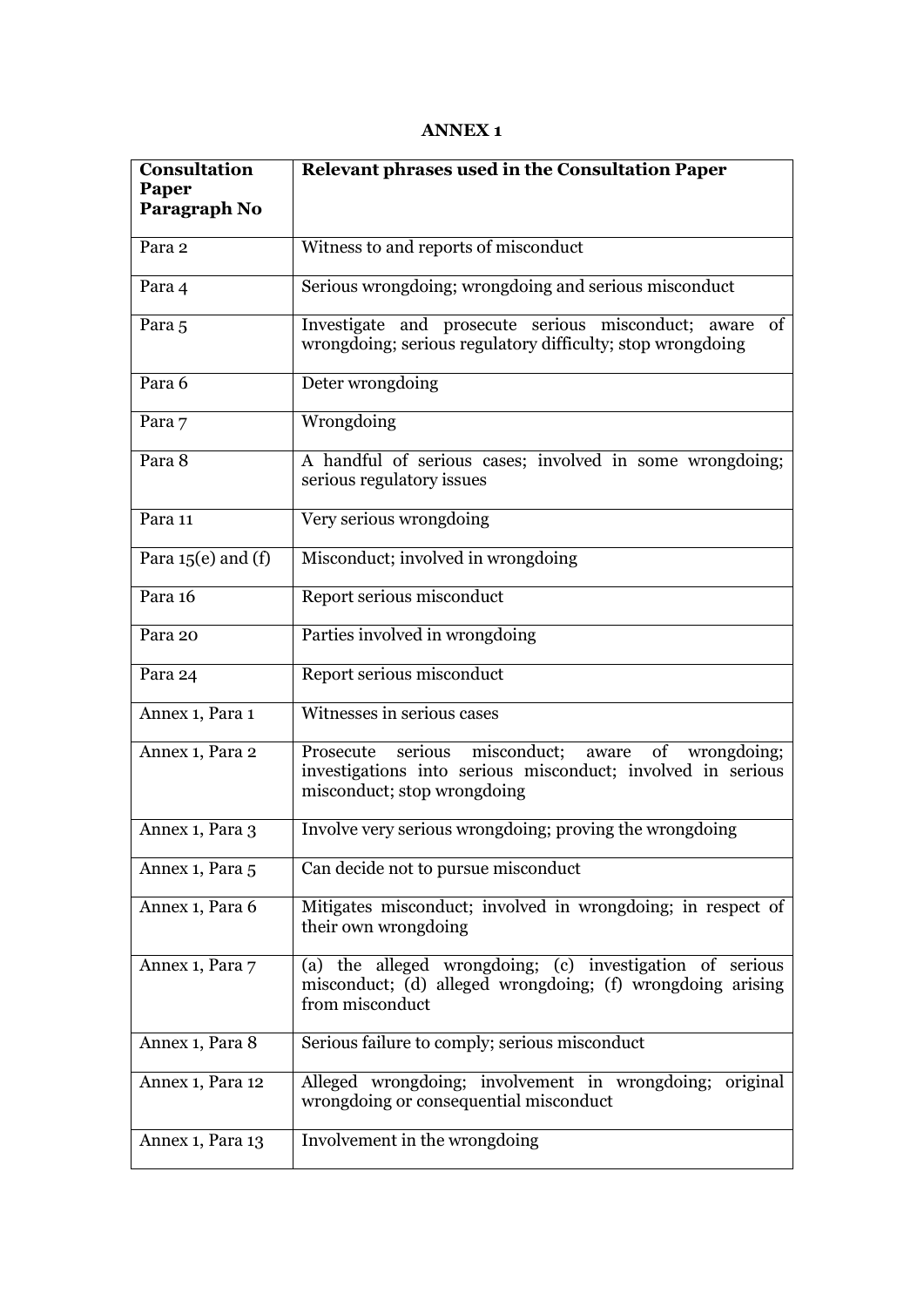# ANNEX 1

| Consultation Paper Paragraph No | Relevant phrases used in the Consultation Paper |
|---|---|
| Para 2 | Witness to and reports of misconduct |
| Para 4 | Serious wrongdoing; wrongdoing and serious misconduct |
| Para 5 | Investigate and prosecute serious misconduct; aware of wrongdoing; serious regulatory difficulty; stop wrongdoing |
| Para 6 | Deter wrongdoing |
| Para 7 | Wrongdoing |
| Para 8 | A handful of serious cases; involved in some wrongdoing; serious regulatory issues |
| Para 11 | Very serious wrongdoing |
| Para 15(e) and (f) | Misconduct; involved in wrongdoing |
| Para 16 | Report serious misconduct |
| Para 20 | Parties involved in wrongdoing |
| Para 24 | Report serious misconduct |
| Annex 1, Para 1 | Witnesses in serious cases |
| Annex 1, Para 2 | Prosecute serious misconduct; aware of wrongdoing; investigations into serious misconduct; involved in serious misconduct; stop wrongdoing |
| Annex 1, Para 3 | Involve very serious wrongdoing; proving the wrongdoing |
| Annex 1, Para 5 | Can decide not to pursue misconduct |
| Annex 1, Para 6 | Mitigates misconduct; involved in wrongdoing; in respect of their own wrongdoing |
| Annex 1, Para 7 | (a) the alleged wrongdoing; (c) investigation of serious misconduct; (d) alleged wrongdoing; (f) wrongdoing arising from misconduct |
| Annex 1, Para 8 | Serious failure to comply; serious misconduct |
| Annex 1, Para 12 | Alleged wrongdoing; involvement in wrongdoing; original wrongdoing or consequential misconduct |
| Annex 1, Para 13 | Involvement in the wrongdoing |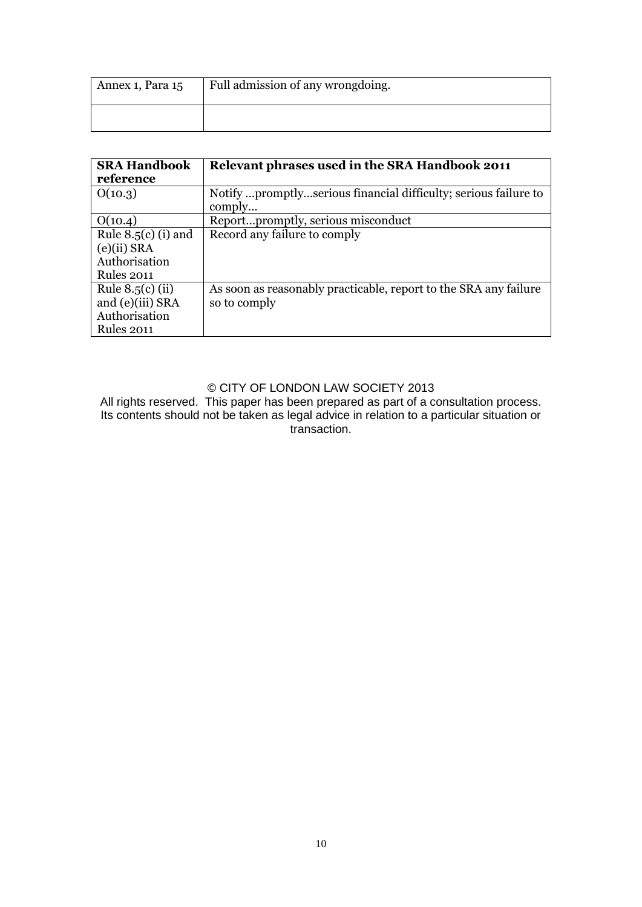| Annex 1, Para 15 | Full admission of any wrongdoing. |
| --- | --- |
| | |

| **SRA Handbook reference** | **Relevant phrases used in the SRA Handbook 2011** |
| --- | --- |
| O(10.3) | Notify …promptly…serious financial difficulty; serious failure to comply… |
| O(10.4) | Report…promptly, serious misconduct |
| Rule 8.5(c) (i) and (e)(ii) SRA Authorisation Rules 2011 | Record any failure to comply |
| Rule 8.5(c) (ii) and (e)(iii) SRA Authorisation Rules 2011 | As soon as reasonably practicable, report to the SRA any failure so to comply |

© CITY OF LONDON LAW SOCIETY 2013

All rights reserved. This paper has been prepared as part of a consultation process. Its contents should not be taken as legal advice in relation to a particular situation or transaction.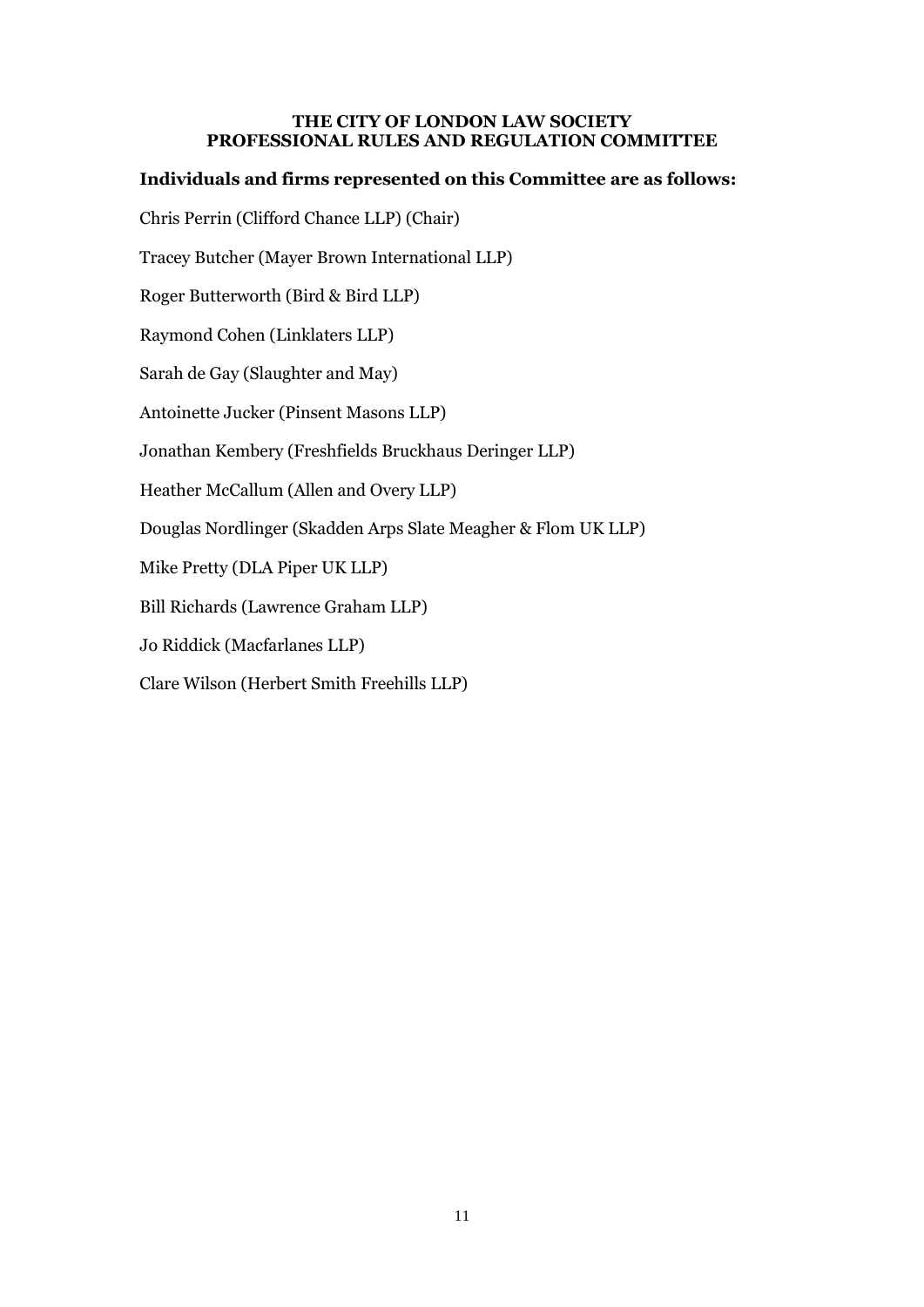**THE CITY OF LONDON LAW SOCIETY**
**PROFESSIONAL RULES AND REGULATION COMMITTEE**

**Individuals and firms represented on this Committee are as follows:**

Chris Perrin (Clifford Chance LLP) (Chair)

Tracey Butcher (Mayer Brown International LLP)

Roger Butterworth (Bird & Bird LLP)

Raymond Cohen (Linklaters LLP)

Sarah de Gay (Slaughter and May)

Antoinette Jucker (Pinsent Masons LLP)

Jonathan Kembery (Freshfields Bruckhaus Deringer LLP)

Heather McCallum (Allen and Overy LLP)

Douglas Nordlinger (Skadden Arps Slate Meagher & Flom UK LLP)

Mike Pretty (DLA Piper UK LLP)

Bill Richards (Lawrence Graham LLP)

Jo Riddick (Macfarlanes LLP)

Clare Wilson (Herbert Smith Freehills LLP)